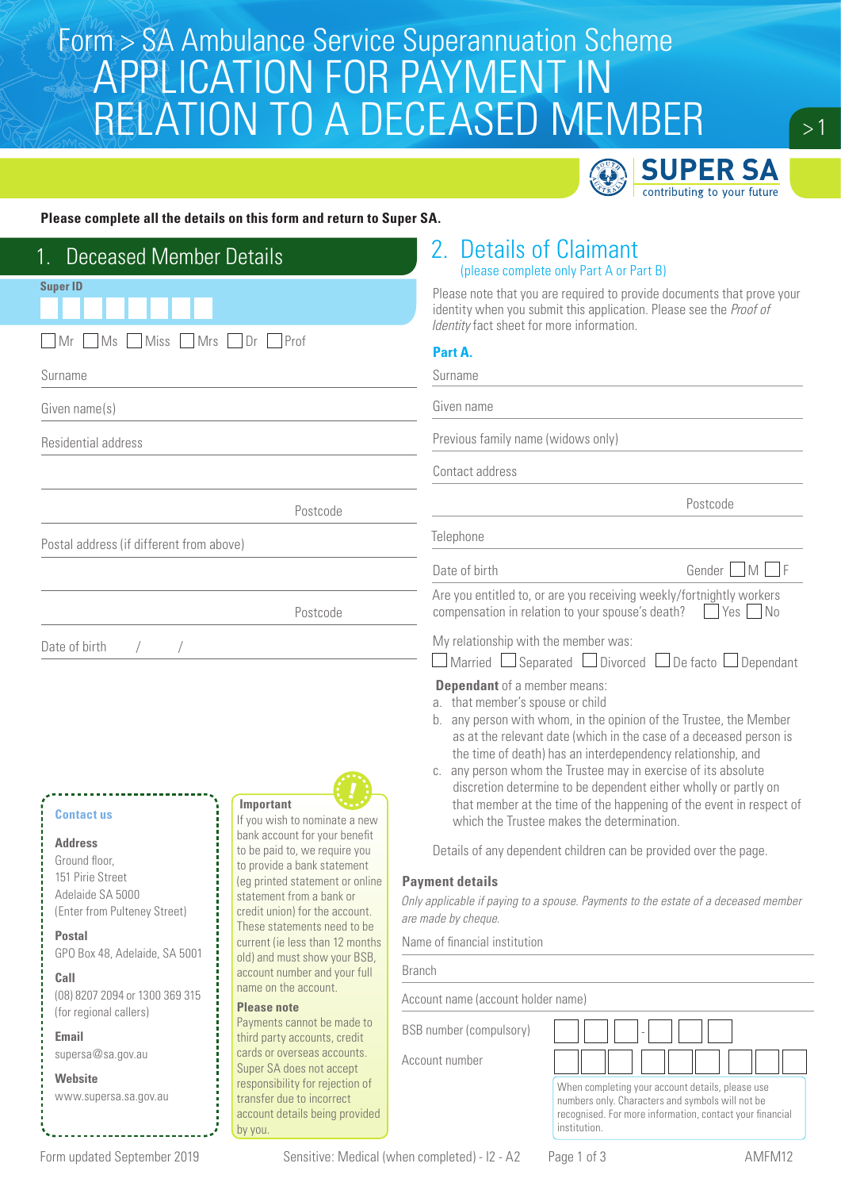# Form > SA Ambulance Service Superannuation Scheme

# APPLICATION FOR PAYMENT IN RELATION TO A DECEASED MEMBER

SUPER SA
contributing to your future

**Please complete all the details on this form and return to Super SA.**

## 1. Deceased Member Details

**Super ID**

☐ Mr ☐ Ms ☐ Miss ☐ Mrs ☐ Dr ☐ Prof

Surname

Given name(s)

Residential address

Postcode

Postal address (if different from above)

Postcode

Date of birth / /

**Contact us**

**Address**
Ground floor,
151 Pirie Street
Adelaide SA 5000
(Enter from Pulteney Street)

**Postal**
GPO Box 48, Adelaide, SA 5001

**Call**
(08) 8207 2094 or 1300 369 315
(for regional callers)

**Email**
supersa@sa.gov.au

**Website**
www.supersa.sa.gov.au

**Important**
If you wish to nominate a new bank account for your benefit to be paid to, we require you to provide a bank statement (eg printed statement or online statement from a bank or credit union) for the account. These statements need to be current (ie less than 12 months old) and must show your BSB, account number and your full name on the account.

**Please note**
Payments cannot be made to third party accounts, credit cards or overseas accounts. Super SA does not accept responsibility for rejection of transfer due to incorrect account details being provided by you.

## 2. Details of Claimant

(please complete only Part A or Part B)

Please note that you are required to provide documents that prove your identity when you submit this application. Please see the *Proof of Identity* fact sheet for more information.

**Part A.**

Surname

Given name

Previous family name (widows only)

Contact address

Postcode

Telephone

Date of birth Gender ☐ M ☐ F

Are you entitled to, or are you receiving weekly/fortnightly workers compensation in relation to your spouse's death? ☐ Yes ☐ No

My relationship with the member was:

☐ Married ☐ Separated ☐ Divorced ☐ De facto ☐ Dependant

**Dependant** of a member means:

a. that member's spouse or child
b. any person with whom, in the opinion of the Trustee, the Member as at the relevant date (which in the case of a deceased person is the time of death) has an interdependency relationship, and
c. any person whom the Trustee may in exercise of its absolute discretion determine to be dependent either wholly or partly on that member at the time of the happening of the event in respect of which the Trustee makes the determination.

Details of any dependent children can be provided over the page.

**Payment details**

*Only applicable if paying to a spouse. Payments to the estate of a deceased member are made by cheque.*

Name of financial institution

Branch

Account name (account holder name)

BSB number (compulsory) ☐☐☐ - ☐☐☐

Account number ☐☐☐☐☐☐☐☐☐

When completing your account details, please use numbers only. Characters and symbols will not be recognised. For more information, contact your financial institution.

Form updated September 2019 Sensitive: Medical (when completed) - I2 - A2 AMFM12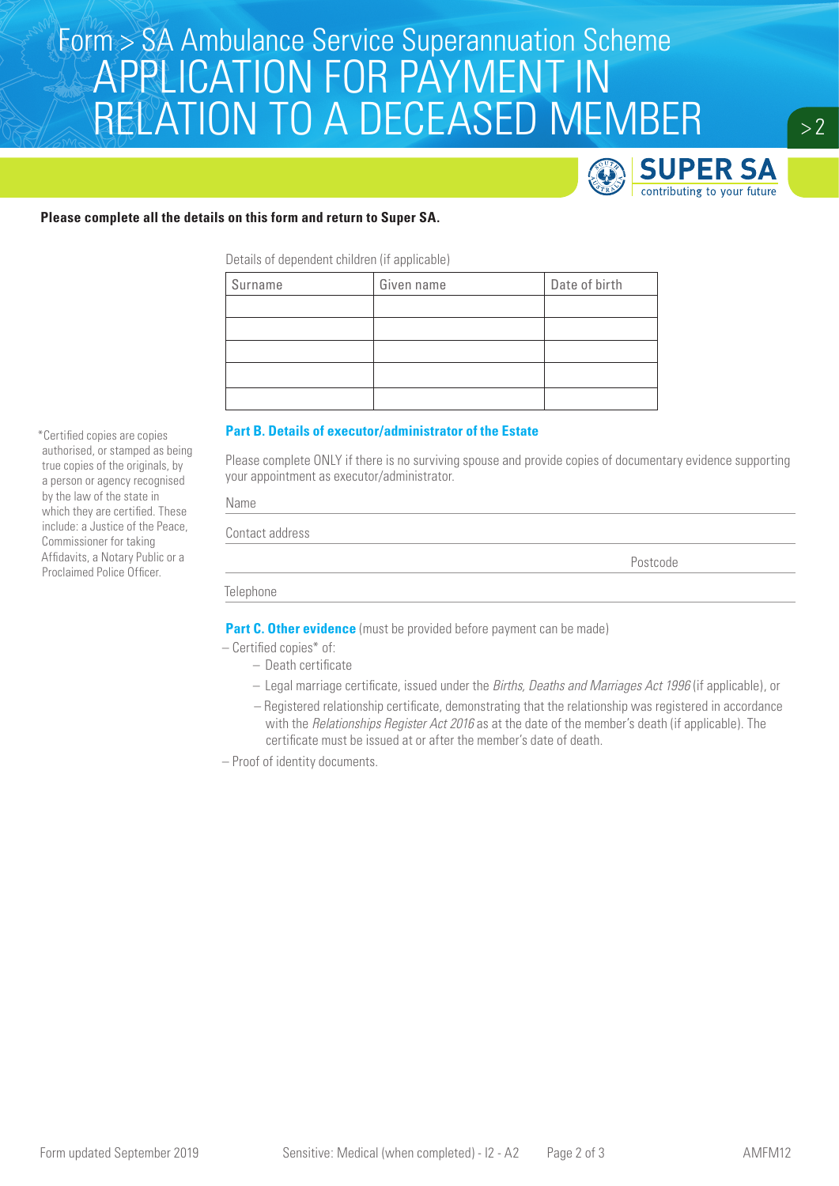# Form > SA Ambulance Service Superannuation Scheme
# APPLICATION FOR PAYMENT IN RELATION TO A DECEASED MEMBER

**Please complete all the details on this form and return to Super SA.**

Details of dependent children (if applicable)

| Surname | Given name | Date of birth |
|---|---|---|
| | | |
| | | |
| | | |
| | | |
| | | |

### Part B. Details of executor/administrator of the Estate

Please complete ONLY if there is no surviving spouse and provide copies of documentary evidence supporting your appointment as executor/administrator.

Name

Contact address

Postcode

Telephone

### Part C. Other evidence (must be provided before payment can be made)

- Certified copies* of:
  - Death certificate
  - Legal marriage certificate, issued under the *Births, Deaths and Marriages Act 1996* (if applicable), or
  - Registered relationship certificate, demonstrating that the relationship was registered in accordance with the *Relationships Register Act 2016* as at the date of the member's death (if applicable). The certificate must be issued at or after the member's date of death.
- Proof of identity documents.

*Certified copies are copies authorised, or stamped as being true copies of the originals, by a person or agency recognised by the law of the state in which they are certified. These include: a Justice of the Peace, Commissioner for taking Affidavits, a Notary Public or a Proclaimed Police Officer.

Form updated September 2019 Sensitive: Medical (when completed) - I2 - A2 AMFM12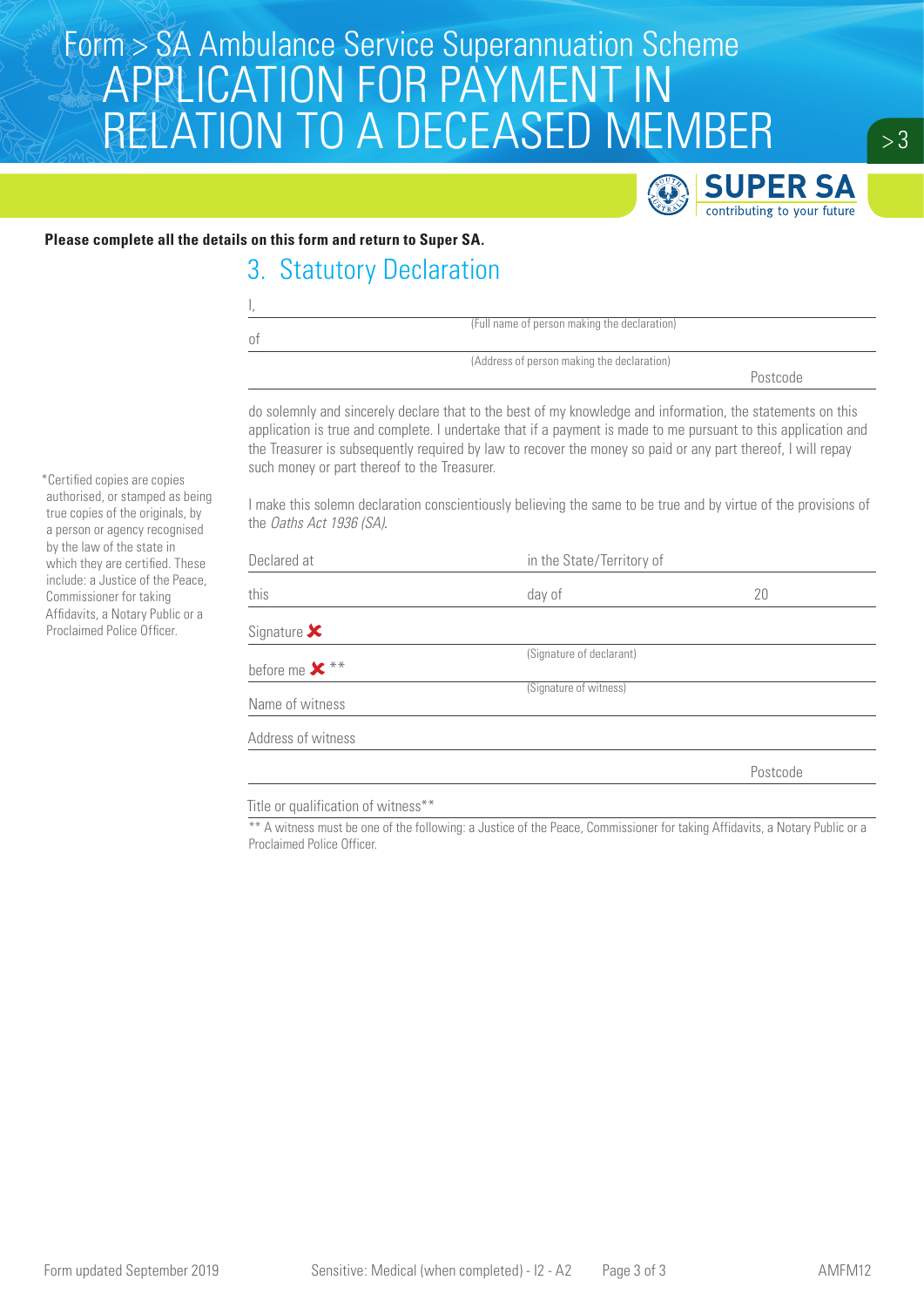# Form > SA Ambulance Service Superannuation Scheme
# APPLICATION FOR PAYMENT IN RELATION TO A DECEASED MEMBER

SUPER SA
contributing to your future

**Please complete all the details on this form and return to Super SA.**

## 3. Statutory Declaration

I, ______________________________________________
(Full name of person making the declaration)

of ______________________________________________
(Address of person making the declaration)

Postcode ________

do solemnly and sincerely declare that to the best of my knowledge and information, the statements on this application is true and complete. I undertake that if a payment is made to me pursuant to this application and the Treasurer is subsequently required by law to recover the money so paid or any part thereof, I will repay such money or part thereof to the Treasurer.

I make this solemn declaration conscientiously believing the same to be true and by virtue of the provisions of the *Oaths Act 1936 (SA)*.

Declared at ____________________ in the State/Territory of ____________________

this ____________________ day of ____________________ 20 ____

Signature ✘ ______________________________________________
(Signature of declarant)

before me ✘ ** ______________________________________________
(Signature of witness)

Name of witness ______________________________________________

Address of witness ______________________________________________

Postcode ________

Title or qualification of witness** ______________________________________________

** A witness must be one of the following: a Justice of the Peace, Commissioner for taking Affidavits, a Notary Public or a Proclaimed Police Officer.

*Certified copies are copies authorised, or stamped as being true copies of the originals, by a person or agency recognised by the law of the state in which they are certified. These include: a Justice of the Peace, Commissioner for taking Affidavits, a Notary Public or a Proclaimed Police Officer.

Form updated September 2019 Sensitive: Medical (when completed) - I2 - A2 AMFM12